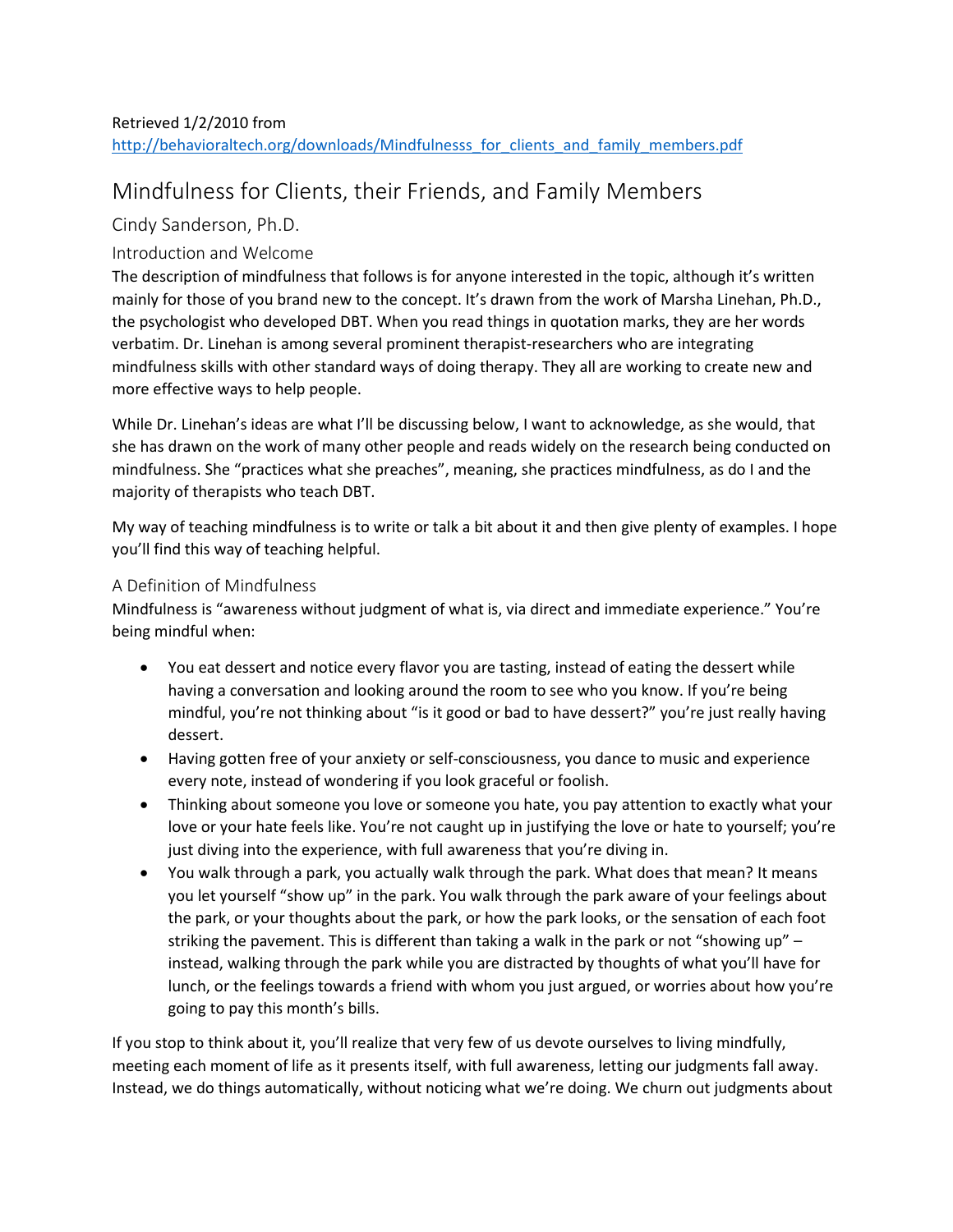Retrieved 1/2/2010 from
http://behavioraltech.org/downloads/Mindfulnesss_for_clients_and_family_members.pdf

# Mindfulness for Clients, their Friends, and Family Members

## Cindy Sanderson, Ph.D.

### Introduction and Welcome

The description of mindfulness that follows is for anyone interested in the topic, although it's written mainly for those of you brand new to the concept. It's drawn from the work of Marsha Linehan, Ph.D., the psychologist who developed DBT. When you read things in quotation marks, they are her words verbatim. Dr. Linehan is among several prominent therapist-researchers who are integrating mindfulness skills with other standard ways of doing therapy. They all are working to create new and more effective ways to help people.

While Dr. Linehan's ideas are what I'll be discussing below, I want to acknowledge, as she would, that she has drawn on the work of many other people and reads widely on the research being conducted on mindfulness. She "practices what she preaches", meaning, she practices mindfulness, as do I and the majority of therapists who teach DBT.

My way of teaching mindfulness is to write or talk a bit about it and then give plenty of examples. I hope you'll find this way of teaching helpful.

### A Definition of Mindfulness

Mindfulness is "awareness without judgment of what is, via direct and immediate experience." You're being mindful when:

- You eat dessert and notice every flavor you are tasting, instead of eating the dessert while having a conversation and looking around the room to see who you know. If you're being mindful, you're not thinking about "is it good or bad to have dessert?" you're just really having dessert.
- Having gotten free of your anxiety or self-consciousness, you dance to music and experience every note, instead of wondering if you look graceful or foolish.
- Thinking about someone you love or someone you hate, you pay attention to exactly what your love or your hate feels like. You're not caught up in justifying the love or hate to yourself; you're just diving into the experience, with full awareness that you're diving in.
- You walk through a park, you actually walk through the park. What does that mean? It means you let yourself "show up" in the park. You walk through the park aware of your feelings about the park, or your thoughts about the park, or how the park looks, or the sensation of each foot striking the pavement. This is different than taking a walk in the park or not "showing up" – instead, walking through the park while you are distracted by thoughts of what you'll have for lunch, or the feelings towards a friend with whom you just argued, or worries about how you're going to pay this month's bills.

If you stop to think about it, you'll realize that very few of us devote ourselves to living mindfully, meeting each moment of life as it presents itself, with full awareness, letting our judgments fall away. Instead, we do things automatically, without noticing what we're doing. We churn out judgments about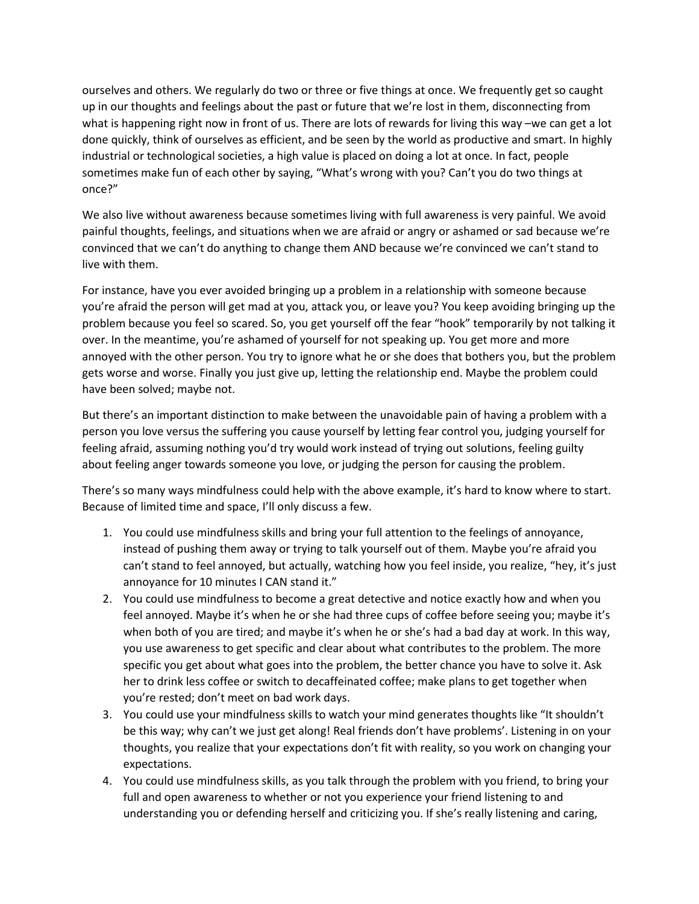ourselves and others. We regularly do two or three or five things at once. We frequently get so caught up in our thoughts and feelings about the past or future that we're lost in them, disconnecting from what is happening right now in front of us. There are lots of rewards for living this way –we can get a lot done quickly, think of ourselves as efficient, and be seen by the world as productive and smart. In highly industrial or technological societies, a high value is placed on doing a lot at once. In fact, people sometimes make fun of each other by saying, "What's wrong with you? Can't you do two things at once?"

We also live without awareness because sometimes living with full awareness is very painful. We avoid painful thoughts, feelings, and situations when we are afraid or angry or ashamed or sad because we're convinced that we can't do anything to change them AND because we're convinced we can't stand to live with them.

For instance, have you ever avoided bringing up a problem in a relationship with someone because you're afraid the person will get mad at you, attack you, or leave you? You keep avoiding bringing up the problem because you feel so scared. So, you get yourself off the fear "hook" temporarily by not talking it over. In the meantime, you're ashamed of yourself for not speaking up. You get more and more annoyed with the other person. You try to ignore what he or she does that bothers you, but the problem gets worse and worse. Finally you just give up, letting the relationship end. Maybe the problem could have been solved; maybe not.

But there's an important distinction to make between the unavoidable pain of having a problem with a person you love versus the suffering you cause yourself by letting fear control you, judging yourself for feeling afraid, assuming nothing you'd try would work instead of trying out solutions, feeling guilty about feeling anger towards someone you love, or judging the person for causing the problem.

There's so many ways mindfulness could help with the above example, it's hard to know where to start. Because of limited time and space, I'll only discuss a few.

1. You could use mindfulness skills and bring your full attention to the feelings of annoyance, instead of pushing them away or trying to talk yourself out of them. Maybe you're afraid you can't stand to feel annoyed, but actually, watching how you feel inside, you realize, "hey, it's just annoyance for 10 minutes I CAN stand it."
2. You could use mindfulness to become a great detective and notice exactly how and when you feel annoyed. Maybe it's when he or she had three cups of coffee before seeing you; maybe it's when both of you are tired; and maybe it's when he or she's had a bad day at work. In this way, you use awareness to get specific and clear about what contributes to the problem. The more specific you get about what goes into the problem, the better chance you have to solve it. Ask her to drink less coffee or switch to decaffeinated coffee; make plans to get together when you're rested; don't meet on bad work days.
3. You could use your mindfulness skills to watch your mind generates thoughts like "It shouldn't be this way; why can't we just get along! Real friends don't have problems'. Listening in on your thoughts, you realize that your expectations don't fit with reality, so you work on changing your expectations.
4. You could use mindfulness skills, as you talk through the problem with you friend, to bring your full and open awareness to whether or not you experience your friend listening to and understanding you or defending herself and criticizing you. If she's really listening and caring,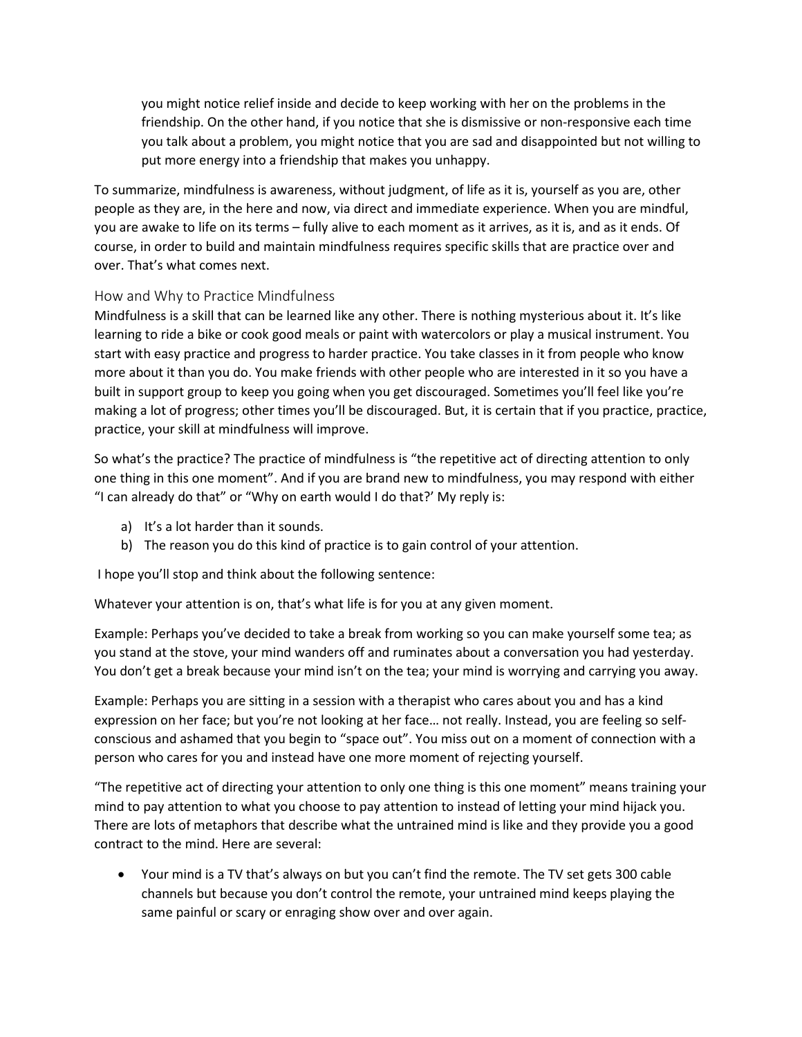you might notice relief inside and decide to keep working with her on the problems in the friendship. On the other hand, if you notice that she is dismissive or non-responsive each time you talk about a problem, you might notice that you are sad and disappointed but not willing to put more energy into a friendship that makes you unhappy.

To summarize, mindfulness is awareness, without judgment, of life as it is, yourself as you are, other people as they are, in the here and now, via direct and immediate experience. When you are mindful, you are awake to life on its terms – fully alive to each moment as it arrives, as it is, and as it ends. Of course, in order to build and maintain mindfulness requires specific skills that are practice over and over. That's what comes next.

## How and Why to Practice Mindfulness

Mindfulness is a skill that can be learned like any other. There is nothing mysterious about it. It's like learning to ride a bike or cook good meals or paint with watercolors or play a musical instrument. You start with easy practice and progress to harder practice. You take classes in it from people who know more about it than you do. You make friends with other people who are interested in it so you have a built in support group to keep you going when you get discouraged. Sometimes you'll feel like you're making a lot of progress; other times you'll be discouraged. But, it is certain that if you practice, practice, practice, your skill at mindfulness will improve.

So what's the practice? The practice of mindfulness is "the repetitive act of directing attention to only one thing in this one moment". And if you are brand new to mindfulness, you may respond with either "I can already do that" or "Why on earth would I do that?' My reply is:

a) It's a lot harder than it sounds.
b) The reason you do this kind of practice is to gain control of your attention.

I hope you'll stop and think about the following sentence:

Whatever your attention is on, that's what life is for you at any given moment.

Example: Perhaps you've decided to take a break from working so you can make yourself some tea; as you stand at the stove, your mind wanders off and ruminates about a conversation you had yesterday. You don't get a break because your mind isn't on the tea; your mind is worrying and carrying you away.

Example: Perhaps you are sitting in a session with a therapist who cares about you and has a kind expression on her face; but you're not looking at her face… not really. Instead, you are feeling so self-conscious and ashamed that you begin to "space out". You miss out on a moment of connection with a person who cares for you and instead have one more moment of rejecting yourself.

"The repetitive act of directing your attention to only one thing is this one moment" means training your mind to pay attention to what you choose to pay attention to instead of letting your mind hijack you. There are lots of metaphors that describe what the untrained mind is like and they provide you a good contract to the mind. Here are several:

- Your mind is a TV that's always on but you can't find the remote. The TV set gets 300 cable channels but because you don't control the remote, your untrained mind keeps playing the same painful or scary or enraging show over and over again.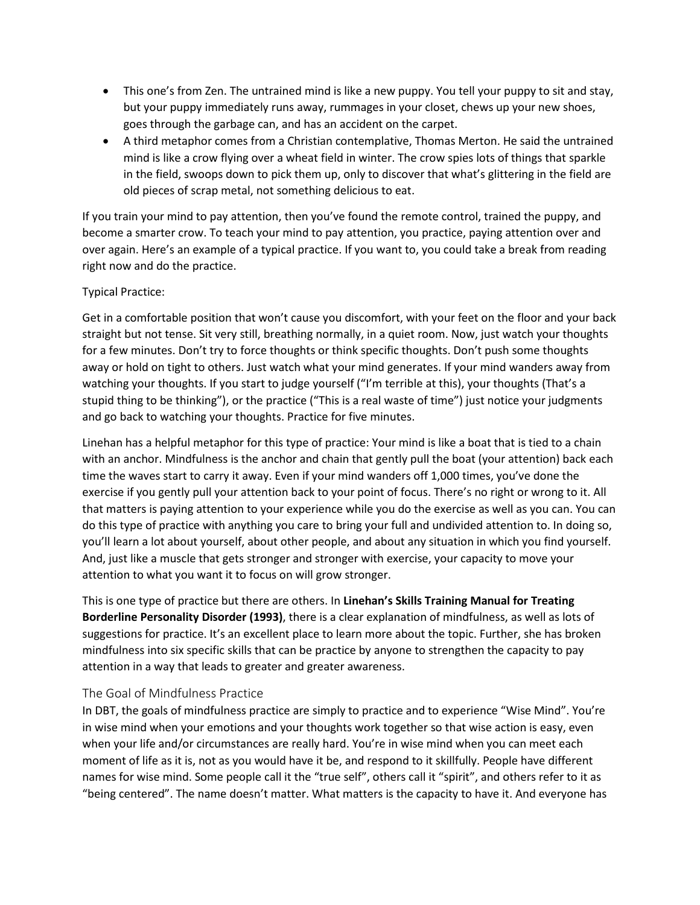- This one's from Zen. The untrained mind is like a new puppy. You tell your puppy to sit and stay, but your puppy immediately runs away, rummages in your closet, chews up your new shoes, goes through the garbage can, and has an accident on the carpet.
- A third metaphor comes from a Christian contemplative, Thomas Merton. He said the untrained mind is like a crow flying over a wheat field in winter. The crow spies lots of things that sparkle in the field, swoops down to pick them up, only to discover that what's glittering in the field are old pieces of scrap metal, not something delicious to eat.

If you train your mind to pay attention, then you've found the remote control, trained the puppy, and become a smarter crow. To teach your mind to pay attention, you practice, paying attention over and over again. Here's an example of a typical practice. If you want to, you could take a break from reading right now and do the practice.

Typical Practice:

Get in a comfortable position that won't cause you discomfort, with your feet on the floor and your back straight but not tense. Sit very still, breathing normally, in a quiet room. Now, just watch your thoughts for a few minutes. Don't try to force thoughts or think specific thoughts. Don't push some thoughts away or hold on tight to others. Just watch what your mind generates. If your mind wanders away from watching your thoughts. If you start to judge yourself ("I'm terrible at this), your thoughts (That's a stupid thing to be thinking"), or the practice ("This is a real waste of time") just notice your judgments and go back to watching your thoughts. Practice for five minutes.

Linehan has a helpful metaphor for this type of practice: Your mind is like a boat that is tied to a chain with an anchor. Mindfulness is the anchor and chain that gently pull the boat (your attention) back each time the waves start to carry it away. Even if your mind wanders off 1,000 times, you've done the exercise if you gently pull your attention back to your point of focus. There's no right or wrong to it. All that matters is paying attention to your experience while you do the exercise as well as you can. You can do this type of practice with anything you care to bring your full and undivided attention to. In doing so, you'll learn a lot about yourself, about other people, and about any situation in which you find yourself. And, just like a muscle that gets stronger and stronger with exercise, your capacity to move your attention to what you want it to focus on will grow stronger.

This is one type of practice but there are others. In **Linehan's Skills Training Manual for Treating Borderline Personality Disorder (1993)**, there is a clear explanation of mindfulness, as well as lots of suggestions for practice. It's an excellent place to learn more about the topic. Further, she has broken mindfulness into six specific skills that can be practice by anyone to strengthen the capacity to pay attention in a way that leads to greater and greater awareness.

## The Goal of Mindfulness Practice

In DBT, the goals of mindfulness practice are simply to practice and to experience "Wise Mind". You're in wise mind when your emotions and your thoughts work together so that wise action is easy, even when your life and/or circumstances are really hard. You're in wise mind when you can meet each moment of life as it is, not as you would have it be, and respond to it skillfully. People have different names for wise mind. Some people call it the "true self", others call it "spirit", and others refer to it as "being centered". The name doesn't matter. What matters is the capacity to have it. And everyone has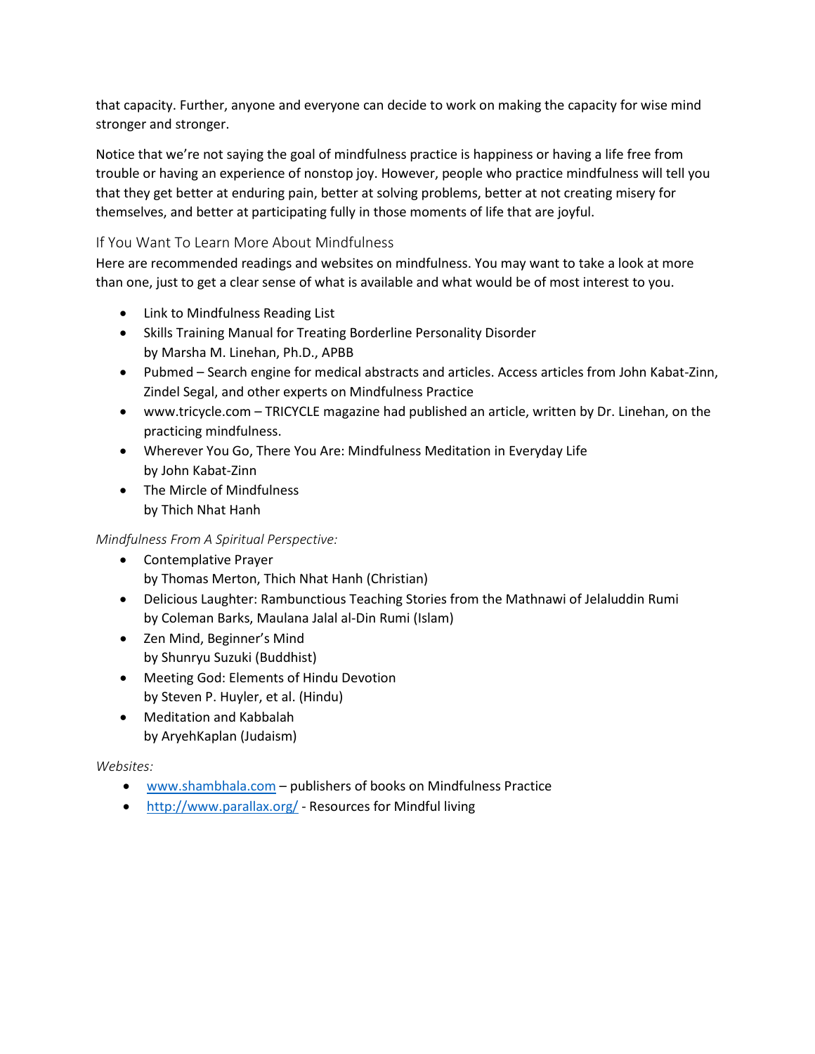that capacity. Further, anyone and everyone can decide to work on making the capacity for wise mind stronger and stronger.

Notice that we're not saying the goal of mindfulness practice is happiness or having a life free from trouble or having an experience of nonstop joy. However, people who practice mindfulness will tell you that they get better at enduring pain, better at solving problems, better at not creating misery for themselves, and better at participating fully in those moments of life that are joyful.

### If You Want To Learn More About Mindfulness

Here are recommended readings and websites on mindfulness. You may want to take a look at more than one, just to get a clear sense of what is available and what would be of most interest to you.

- Link to Mindfulness Reading List
- Skills Training Manual for Treating Borderline Personality Disorder
  by Marsha M. Linehan, Ph.D., APBB
- Pubmed – Search engine for medical abstracts and articles. Access articles from John Kabat-Zinn, Zindel Segal, and other experts on Mindfulness Practice
- www.tricycle.com – TRICYCLE magazine had published an article, written by Dr. Linehan, on the practicing mindfulness.
- Wherever You Go, There You Are: Mindfulness Meditation in Everyday Life
  by John Kabat-Zinn
- The Mircle of Mindfulness
  by Thich Nhat Hanh

*Mindfulness From A Spiritual Perspective:*

- Contemplative Prayer
  by Thomas Merton, Thich Nhat Hanh (Christian)
- Delicious Laughter: Rambunctious Teaching Stories from the Mathnawi of Jelaluddin Rumi
  by Coleman Barks, Maulana Jalal al-Din Rumi (Islam)
- Zen Mind, Beginner's Mind
  by Shunryu Suzuki (Buddhist)
- Meeting God: Elements of Hindu Devotion
  by Steven P. Huyler, et al. (Hindu)
- Meditation and Kabbalah
  by AryehKaplan (Judaism)

*Websites:*

- www.shambhala.com – publishers of books on Mindfulness Practice
- http://www.parallax.org/ - Resources for Mindful living